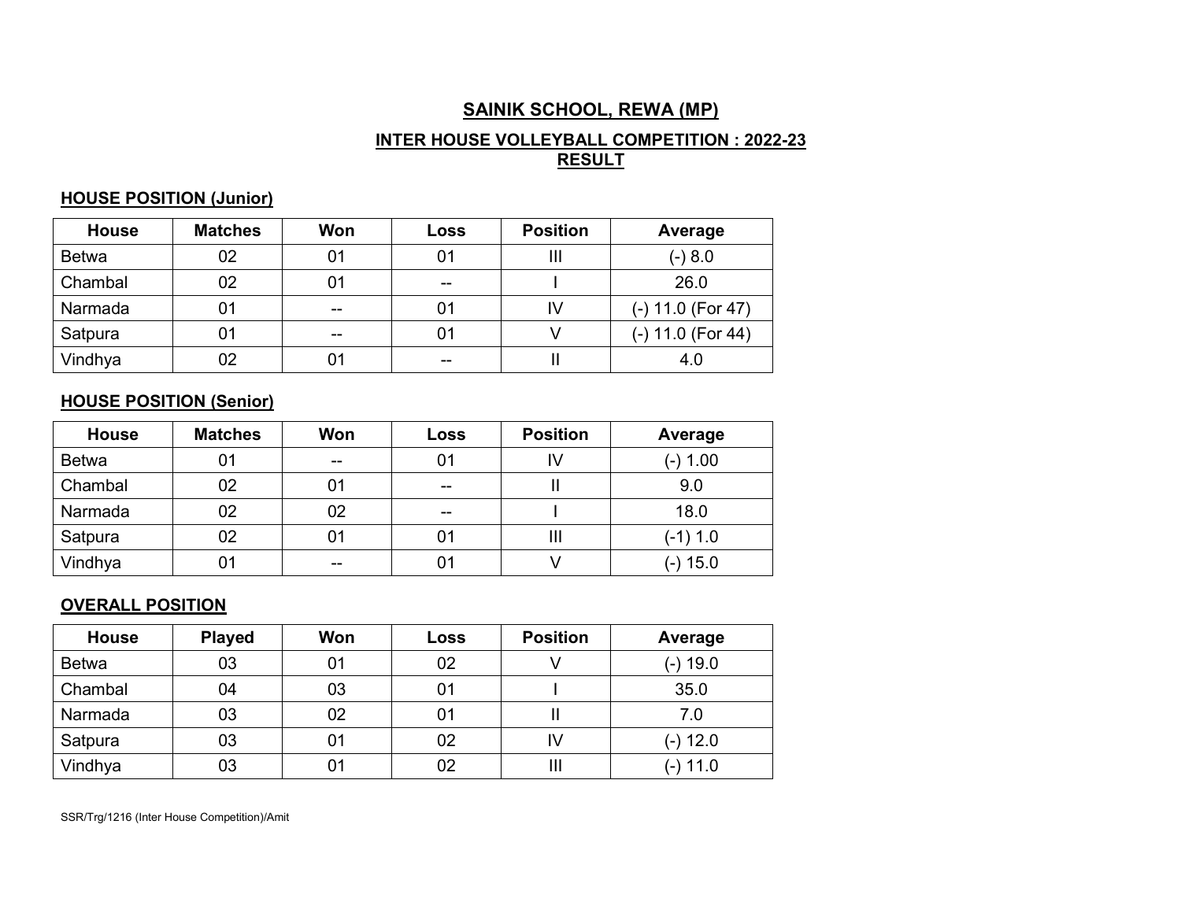# SAINIK SCHOOL, REWA (MP)

## INTER HOUSE VOLLEYBALL COMPETITION : 2022-23
## RESULT

### HOUSE POSITION (Junior)

| House | Matches | Won | Loss | Position | Average |
|---|---|---|---|---|---|
| Betwa | 02 | 01 | 01 | III | (-) 8.0 |
| Chambal | 02 | 01 | -- | I | 26.0 |
| Narmada | 01 | -- | 01 | IV | (-) 11.0 (For 47) |
| Satpura | 01 | -- | 01 | V | (-) 11.0 (For 44) |
| Vindhya | 02 | 01 | -- | II | 4.0 |

### HOUSE POSITION (Senior)

| House | Matches | Won | Loss | Position | Average |
|---|---|---|---|---|---|
| Betwa | 01 | -- | 01 | IV | (-) 1.00 |
| Chambal | 02 | 01 | -- | II | 9.0 |
| Narmada | 02 | 02 | -- | I | 18.0 |
| Satpura | 02 | 01 | 01 | III | (-1) 1.0 |
| Vindhya | 01 | -- | 01 | V | (-) 15.0 |

### OVERALL POSITION

| House | Played | Won | Loss | Position | Average |
|---|---|---|---|---|---|
| Betwa | 03 | 01 | 02 | V | (-) 19.0 |
| Chambal | 04 | 03 | 01 | I | 35.0 |
| Narmada | 03 | 02 | 01 | II | 7.0 |
| Satpura | 03 | 01 | 02 | IV | (-) 12.0 |
| Vindhya | 03 | 01 | 02 | III | (-) 11.0 |

SSR/Trg/1216 (Inter House Competition)/Amit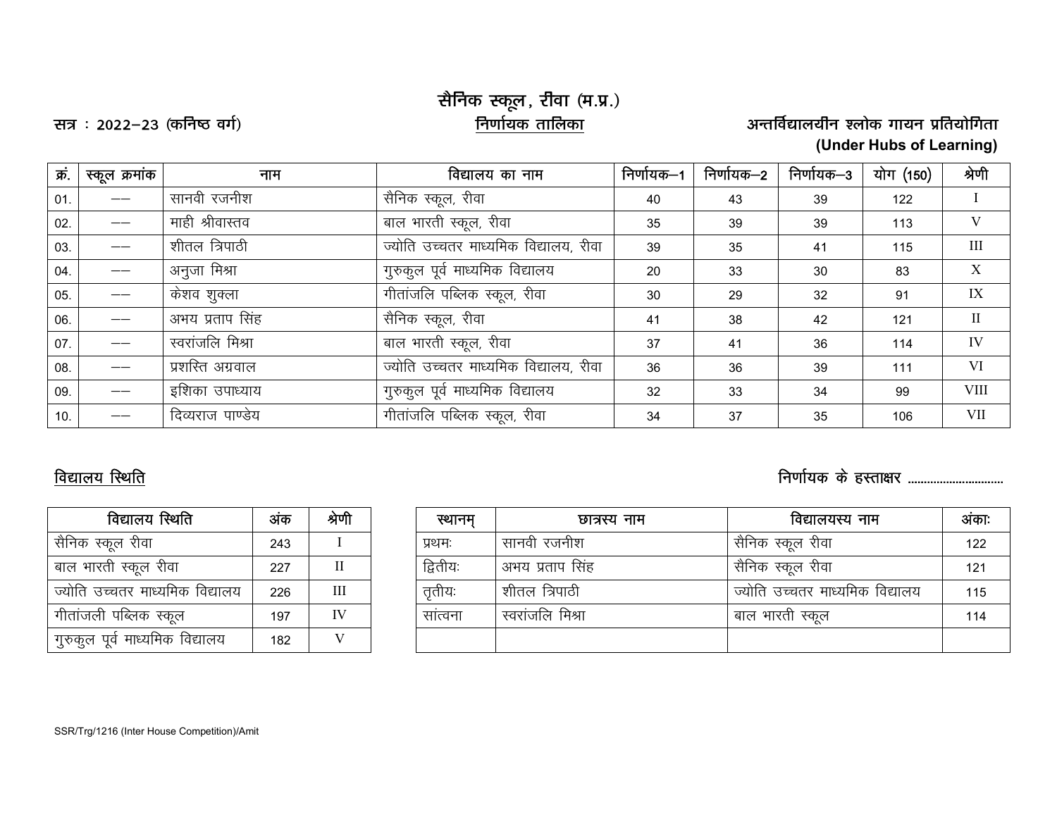# सैनिक स्कूल, रींवा (म.प्र.)

सत्र : 2022–23 (कनिष्ठ वर्ग)

**निर्णायक तालिका**

**अन्तर्विद्यालयीन श्लोक गायन प्रतियोगिता**
**(Under Hubs of Learning)**

| क्रं. | स्कूल क्रमांक | नाम | विद्यालय का नाम | निर्णायक–1 | निर्णायक–2 | निर्णायक–3 | योग (150) | श्रेणी |
|---|---|---|---|---|---|---|---|---|
| 01. | —— | सानवी रजनीश | सैनिक स्कूल, रीवा | 40 | 43 | 39 | 122 | I |
| 02. | —— | माही श्रीवास्तव | बाल भारती स्कूल, रीवा | 35 | 39 | 39 | 113 | V |
| 03. | —— | शीतल त्रिपाठी | ज्योति उच्चतर माध्यमिक विद्यालय, रीवा | 39 | 35 | 41 | 115 | III |
| 04. | —— | अनुजा मिश्रा | गुरुकुल पूर्व माध्यमिक विद्यालय | 20 | 33 | 30 | 83 | X |
| 05. | —— | केशव शुक्ला | गीतांजलि पब्लिक स्कूल, रीवा | 30 | 29 | 32 | 91 | IX |
| 06. | —— | अभय प्रताप सिंह | सैनिक स्कूल, रीवा | 41 | 38 | 42 | 121 | II |
| 07. | —— | स्वरांजलि मिश्रा | बाल भारती स्कूल, रीवा | 37 | 41 | 36 | 114 | IV |
| 08. | —— | प्रशस्ति अग्रवाल | ज्योति उच्चतर माध्यमिक विद्यालय, रीवा | 36 | 36 | 39 | 111 | VI |
| 09. | —— | इशिका उपाध्याय | गुरुकुल पूर्व माध्यमिक विद्यालय | 32 | 33 | 34 | 99 | VIII |
| 10. | —— | दिव्यराज पाण्डेय | गीतांजलि पब्लिक स्कूल, रीवा | 34 | 37 | 35 | 106 | VII |

**विद्यालय स्थिति**

**निर्णायक के हस्ताक्षर ..............................**

| विद्यालय स्थिति | अंक | श्रेणी |
|---|---|---|
| सैनिक स्कूल रीवा | 243 | I |
| बाल भारती स्कूल रीवा | 227 | II |
| ज्योति उच्चतर माध्यमिक विद्यालय | 226 | III |
| गीतांजली पब्लिक स्कूल | 197 | IV |
| गुरुकुल पूर्व माध्यमिक विद्यालय | 182 | V |

| स्थानम् | छात्रस्य नाम | विद्यालयस्य नाम | अंकाः |
|---|---|---|---|
| प्रथमः | सानवी रजनीश | सैनिक स्कूल रीवा | 122 |
| द्वितीयः | अभय प्रताप सिंह | सैनिक स्कूल रीवा | 121 |
| तृतीयः | शीतल त्रिपाठी | ज्योति उच्चतर माध्यमिक विद्यालय | 115 |
| सांत्वना | स्वरांजलि मिश्रा | बाल भारती स्कूल | 114 |
| | | | |

SSR/Trg/1216 (Inter House Competition)/Amit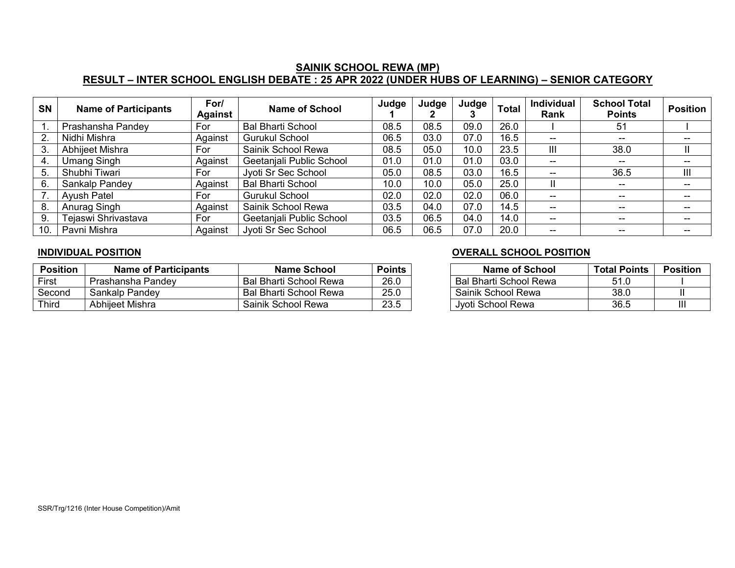## SAINIK SCHOOL REWA (MP)

## RESULT – INTER SCHOOL ENGLISH DEBATE : 25 APR 2022 (UNDER HUBS OF LEARNING) – SENIOR CATEGORY

| SN | Name of Participants | For/ Against | Name of School | Judge 1 | Judge 2 | Judge 3 | Total | Individual Rank | School Total Points | Position |
|---|---|---|---|---|---|---|---|---|---|---|
| 1. | Prashansha Pandey | For | Bal Bharti School | 08.5 | 08.5 | 09.0 | 26.0 | I | 51 | I |
| 2. | Nidhi Mishra | Against | Gurukul School | 06.5 | 03.0 | 07.0 | 16.5 | -- | -- | -- |
| 3. | Abhijeet Mishra | For | Sainik School Rewa | 08.5 | 05.0 | 10.0 | 23.5 | III | 38.0 | II |
| 4. | Umang Singh | Against | Geetanjali Public School | 01.0 | 01.0 | 01.0 | 03.0 | -- | -- | -- |
| 5. | Shubhi Tiwari | For | Jyoti Sr Sec School | 05.0 | 08.5 | 03.0 | 16.5 | -- | 36.5 | III |
| 6. | Sankalp Pandey | Against | Bal Bharti School | 10.0 | 10.0 | 05.0 | 25.0 | II | -- | -- |
| 7. | Ayush Patel | For | Gurukul School | 02.0 | 02.0 | 02.0 | 06.0 | -- | -- | -- |
| 8. | Anurag Singh | Against | Sainik School Rewa | 03.5 | 04.0 | 07.0 | 14.5 | -- | -- | -- |
| 9. | Tejaswi Shrivastava | For | Geetanjali Public School | 03.5 | 06.5 | 04.0 | 14.0 | -- | -- | -- |
| 10. | Pavni Mishra | Against | Jyoti Sr Sec School | 06.5 | 06.5 | 07.0 | 20.0 | -- | -- | -- |

### INDIVIDUAL POSITION

| Position | Name of Participants | Name School | Points |
|---|---|---|---|
| First | Prashansha Pandey | Bal Bharti School Rewa | 26.0 |
| Second | Sankalp Pandey | Bal Bharti School Rewa | 25.0 |
| Third | Abhijeet Mishra | Sainik School Rewa | 23.5 |

### OVERALL SCHOOL POSITION

| Name of School | Total Points | Position |
|---|---|---|
| Bal Bharti School Rewa | 51.0 | I |
| Sainik School Rewa | 38.0 | II |
| Jyoti School Rewa | 36.5 | III |

SSR/Trg/1216 (Inter House Competition)/Amit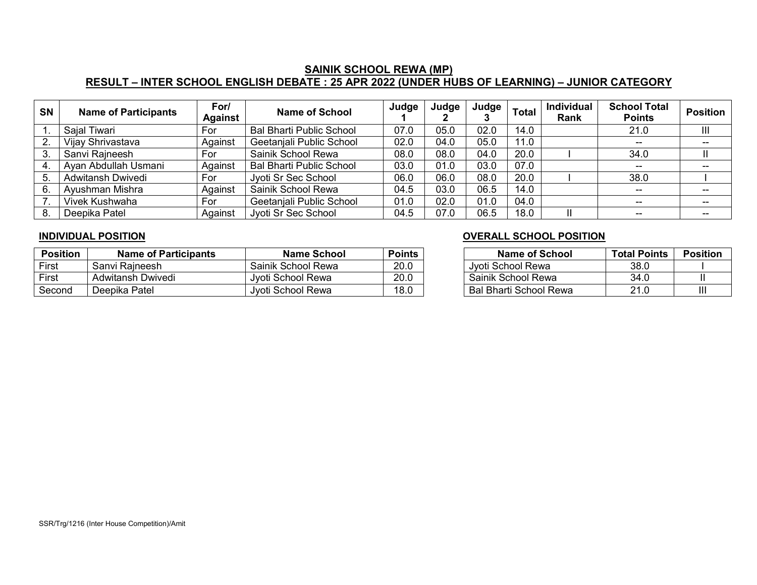**SAINIK SCHOOL REWA (MP)**

**RESULT – INTER SCHOOL ENGLISH DEBATE : 25 APR 2022 (UNDER HUBS OF LEARNING) – JUNIOR CATEGORY**

| SN | Name of Participants | For/ Against | Name of School | Judge 1 | Judge 2 | Judge 3 | Total | Individual Rank | School Total Points | Position |
|---|---|---|---|---|---|---|---|---|---|---|
| 1. | Sajal Tiwari | For | Bal Bharti Public School | 07.0 | 05.0 | 02.0 | 14.0 | | 21.0 | III |
| 2. | Vijay Shrivastava | Against | Geetanjali Public School | 02.0 | 04.0 | 05.0 | 11.0 | | -- | -- |
| 3. | Sanvi Rajneesh | For | Sainik School Rewa | 08.0 | 08.0 | 04.0 | 20.0 | I | 34.0 | II |
| 4. | Ayan Abdullah Usmani | Against | Bal Bharti Public School | 03.0 | 01.0 | 03.0 | 07.0 | | -- | -- |
| 5. | Adwitansh Dwivedi | For | Jyoti Sr Sec School | 06.0 | 06.0 | 08.0 | 20.0 | I | 38.0 | I |
| 6. | Ayushman Mishra | Against | Sainik School Rewa | 04.5 | 03.0 | 06.5 | 14.0 | | -- | -- |
| 7. | Vivek Kushwaha | For | Geetanjali Public School | 01.0 | 02.0 | 01.0 | 04.0 | | -- | -- |
| 8. | Deepika Patel | Against | Jyoti Sr Sec School | 04.5 | 07.0 | 06.5 | 18.0 | II | -- | -- |

**INDIVIDUAL POSITION**

| Position | Name of Participants | Name School | Points |
|---|---|---|---|
| First | Sanvi Rajneesh | Sainik School Rewa | 20.0 |
| First | Adwitansh Dwivedi | Jyoti School Rewa | 20.0 |
| Second | Deepika Patel | Jyoti School Rewa | 18.0 |

**OVERALL SCHOOL POSITION**

| Name of School | Total Points | Position |
|---|---|---|
| Jyoti School Rewa | 38.0 | I |
| Sainik School Rewa | 34.0 | II |
| Bal Bharti School Rewa | 21.0 | III |

SSR/Trg/1216 (Inter House Competition)/Amit